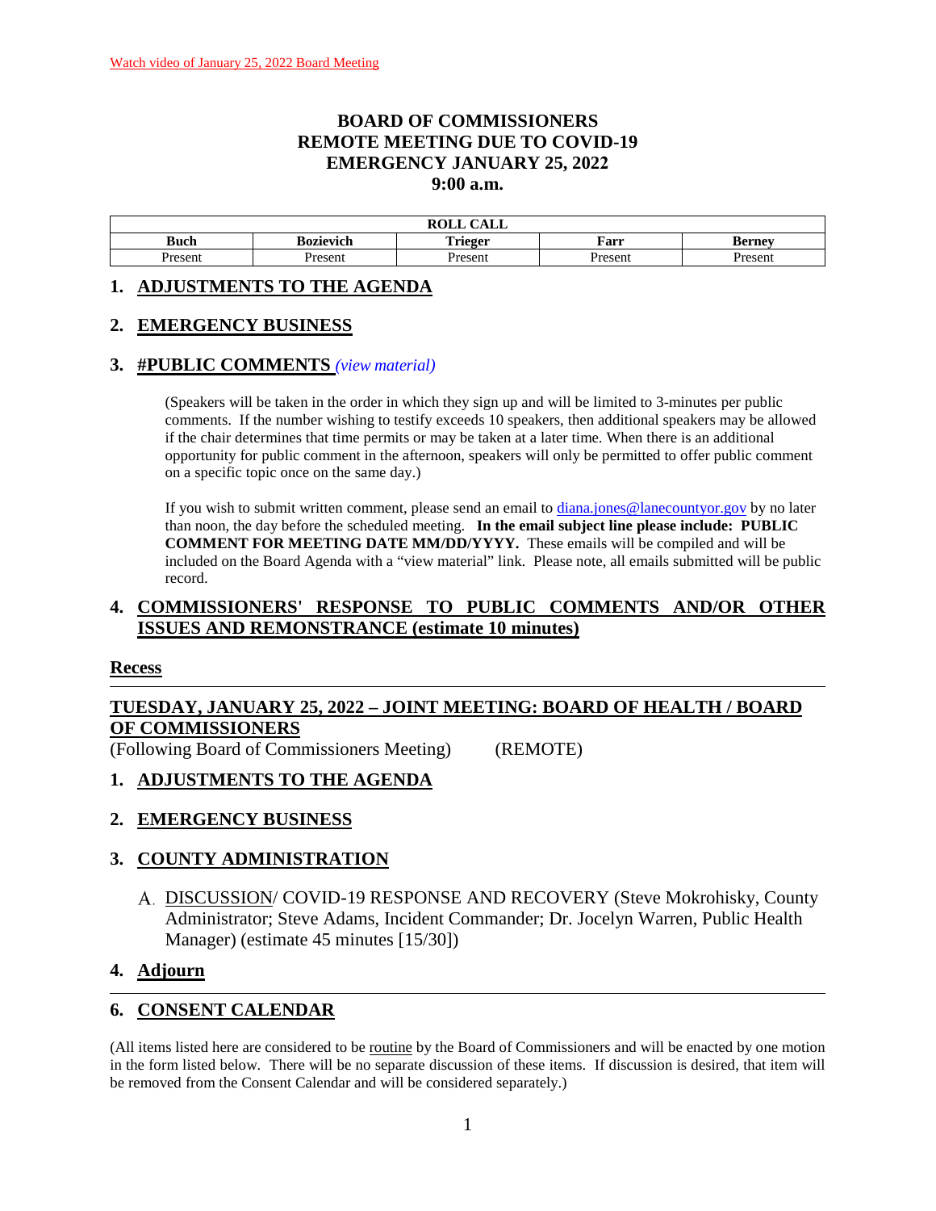Watch video of January 25, 2022 Board Meeting

# BOARD OF COMMISSIONERS
# REMOTE MEETING DUE TO COVID-19
# EMERGENCY JANUARY 25, 2022
# 9:00 a.m.

| ROLL CALL | | | | |
|---|---|---|---|---|
| **Buch** | **Bozievich** | **Trieger** | **Farr** | **Berney** |
| Present | Present | Present | Present | Present |

## 1. ADJUSTMENTS TO THE AGENDA

## 2. EMERGENCY BUSINESS

## 3. #PUBLIC COMMENTS *(view material)*

(Speakers will be taken in the order in which they sign up and will be limited to 3-minutes per public comments. If the number wishing to testify exceeds 10 speakers, then additional speakers may be allowed if the chair determines that time permits or may be taken at a later time. When there is an additional opportunity for public comment in the afternoon, speakers will only be permitted to offer public comment on a specific topic once on the same day.)

If you wish to submit written comment, please send an email to diana.jones@lanecountyor.gov by no later than noon, the day before the scheduled meeting. **In the email subject line please include: PUBLIC COMMENT FOR MEETING DATE MM/DD/YYYY.** These emails will be compiled and will be included on the Board Agenda with a "view material" link. Please note, all emails submitted will be public record.

## 4. COMMISSIONERS' RESPONSE TO PUBLIC COMMENTS AND/OR OTHER ISSUES AND REMONSTRANCE (estimate 10 minutes)

**Recess**

---

## TUESDAY, JANUARY 25, 2022 – JOINT MEETING: BOARD OF HEALTH / BOARD OF COMMISSIONERS

(Following Board of Commissioners Meeting) (REMOTE)

## 1. ADJUSTMENTS TO THE AGENDA

## 2. EMERGENCY BUSINESS

## 3. COUNTY ADMINISTRATION

A. DISCUSSION/ COVID-19 RESPONSE AND RECOVERY (Steve Mokrohisky, County Administrator; Steve Adams, Incident Commander; Dr. Jocelyn Warren, Public Health Manager) (estimate 45 minutes [15/30])

## 4. Adjourn

---

## 6. CONSENT CALENDAR

(All items listed here are considered to be routine by the Board of Commissioners and will be enacted by one motion in the form listed below. There will be no separate discussion of these items. If discussion is desired, that item will be removed from the Consent Calendar and will be considered separately.)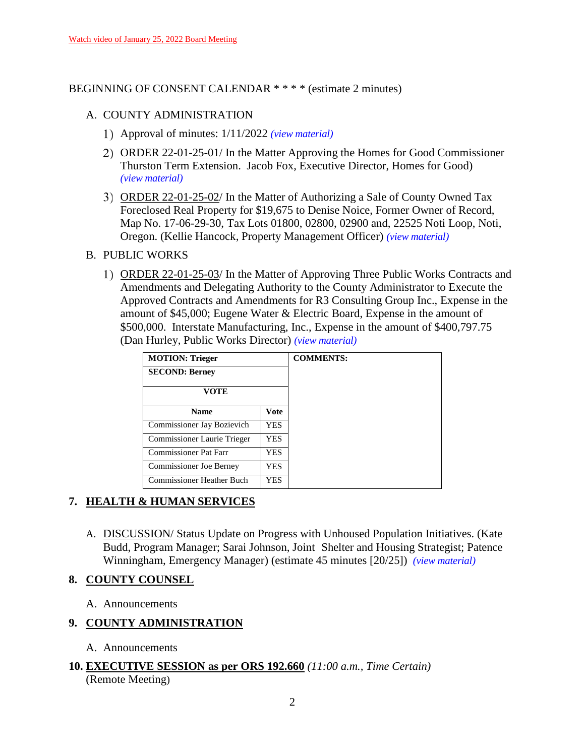Watch video of January 25, 2022 Board Meeting

BEGINNING OF CONSENT CALENDAR * * * * (estimate 2 minutes)

A. COUNTY ADMINISTRATION

1) Approval of minutes: 1/11/2022 *(view material)*

2) ORDER 22-01-25-01/ In the Matter Approving the Homes for Good Commissioner Thurston Term Extension. Jacob Fox, Executive Director, Homes for Good) *(view material)*

3) ORDER 22-01-25-02/ In the Matter of Authorizing a Sale of County Owned Tax Foreclosed Real Property for $19,675 to Denise Noice, Former Owner of Record, Map No. 17-06-29-30, Tax Lots 01800, 02800, 02900 and, 22525 Noti Loop, Noti, Oregon. (Kellie Hancock, Property Management Officer) *(view material)*

B. PUBLIC WORKS

1) ORDER 22-01-25-03/ In the Matter of Approving Three Public Works Contracts and Amendments and Delegating Authority to the County Administrator to Execute the Approved Contracts and Amendments for R3 Consulting Group Inc., Expense in the amount of $45,000; Eugene Water & Electric Board, Expense in the amount of $500,000. Interstate Manufacturing, Inc., Expense in the amount of $400,797.75 (Dan Hurley, Public Works Director) *(view material)*

| **MOTION: Trieger** | | **COMMENTS:** |
|---|---|---|
| **SECOND: Berney** | | |
| **VOTE** | | |
| **Name** | **Vote** | |
| Commissioner Jay Bozievich | YES | |
| Commissioner Laurie Trieger | YES | |
| Commissioner Pat Farr | YES | |
| Commissioner Joe Berney | YES | |
| Commissioner Heather Buch | YES | |

## 7. HEALTH & HUMAN SERVICES

A. DISCUSSION/ Status Update on Progress with Unhoused Population Initiatives. (Kate Budd, Program Manager; Sarai Johnson, Joint Shelter and Housing Strategist; Patence Winningham, Emergency Manager) (estimate 45 minutes [20/25]) *(view material)*

## 8. COUNTY COUNSEL

A. Announcements

## 9. COUNTY ADMINISTRATION

A. Announcements

## 10. EXECUTIVE SESSION as per ORS 192.660 *(11:00 a.m., Time Certain)*

(Remote Meeting)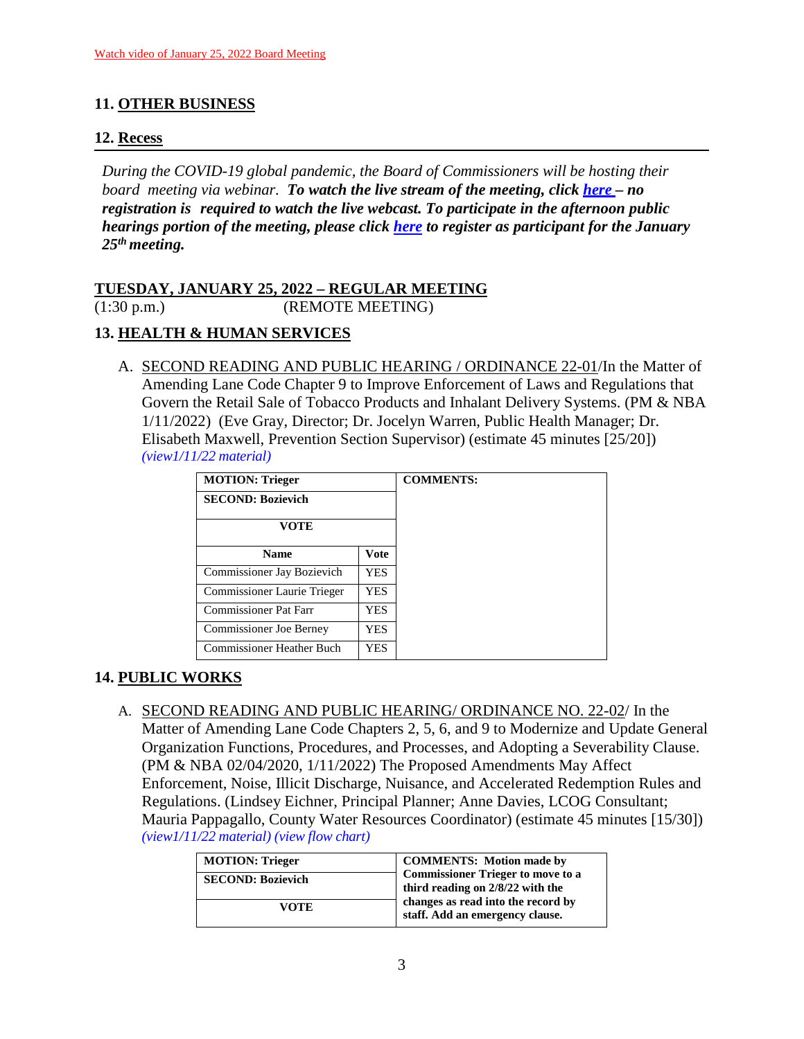Watch video of January 25, 2022 Board Meeting

## 11. OTHER BUSINESS

## 12. Recess

*During the COVID-19 global pandemic, the Board of Commissioners will be hosting their board meeting via webinar.* ***To watch the live stream of the meeting, click here – no registration is required to watch the live webcast. To participate in the afternoon public hearings portion of the meeting, please click here to register as participant for the January 25th meeting.***

**TUESDAY, JANUARY 25, 2022 – REGULAR MEETING**

(1:30 p.m.) (REMOTE MEETING)

## 13. HEALTH & HUMAN SERVICES

A. SECOND READING AND PUBLIC HEARING / ORDINANCE 22-01/In the Matter of Amending Lane Code Chapter 9 to Improve Enforcement of Laws and Regulations that Govern the Retail Sale of Tobacco Products and Inhalant Delivery Systems. (PM & NBA 1/11/2022) (Eve Gray, Director; Dr. Jocelyn Warren, Public Health Manager; Dr. Elisabeth Maxwell, Prevention Section Supervisor) (estimate 45 minutes [25/20]) *(view1/11/22 material)*

| **MOTION: Trieger** | | **COMMENTS:** |
|---|---|---|
| **SECOND: Bozievich** | | |
| **VOTE** | | |
| **Name** | **Vote** | |
| Commissioner Jay Bozievich | YES | |
| Commissioner Laurie Trieger | YES | |
| Commissioner Pat Farr | YES | |
| Commissioner Joe Berney | YES | |
| Commissioner Heather Buch | YES | |

## 14. PUBLIC WORKS

A. SECOND READING AND PUBLIC HEARING/ ORDINANCE NO. 22-02/ In the Matter of Amending Lane Code Chapters 2, 5, 6, and 9 to Modernize and Update General Organization Functions, Procedures, and Processes, and Adopting a Severability Clause. (PM & NBA 02/04/2020, 1/11/2022) The Proposed Amendments May Affect Enforcement, Noise, Illicit Discharge, Nuisance, and Accelerated Redemption Rules and Regulations. (Lindsey Eichner, Principal Planner; Anne Davies, LCOG Consultant; Mauria Pappagallo, County Water Resources Coordinator) (estimate 45 minutes [15/30]) *(view1/11/22 material) (view flow chart)*

| **MOTION: Trieger** | **COMMENTS: Motion made by Commissioner Trieger to move to a third reading on 2/8/22 with the changes as read into the record by staff. Add an emergency clause.** |
|---|---|
| **SECOND: Bozievich** | |
| **VOTE** | |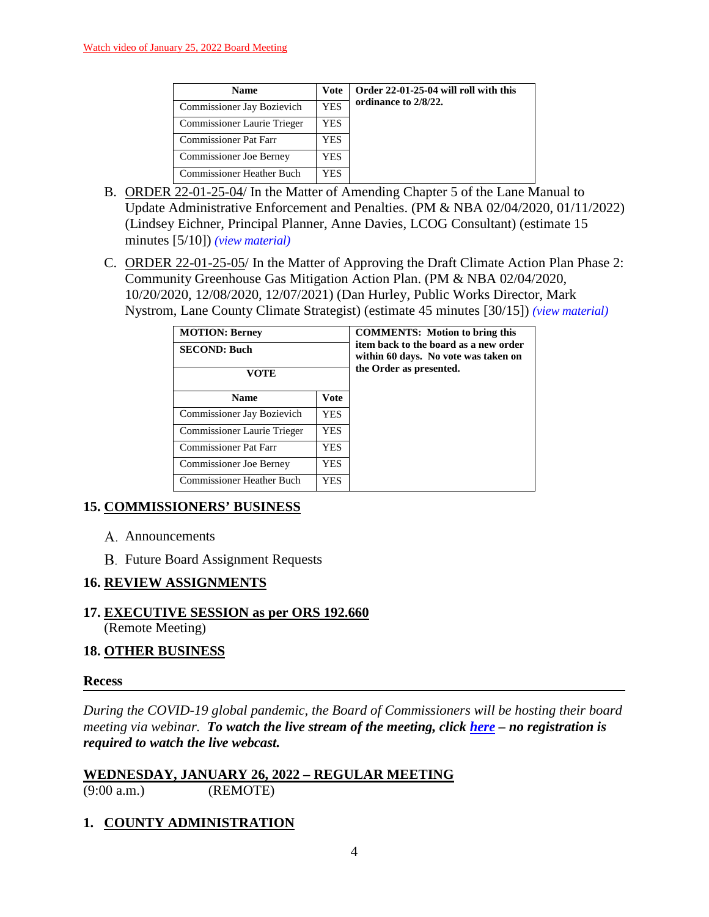Watch video of January 25, 2022 Board Meeting

| Name | Vote | Order 22-01-25-04 will roll with this ordinance to 2/8/22. |
|---|---|---|
| Commissioner Jay Bozievich | YES | |
| Commissioner Laurie Trieger | YES | |
| Commissioner Pat Farr | YES | |
| Commissioner Joe Berney | YES | |
| Commissioner Heather Buch | YES | |

B. ORDER 22-01-25-04/ In the Matter of Amending Chapter 5 of the Lane Manual to Update Administrative Enforcement and Penalties. (PM & NBA 02/04/2020, 01/11/2022) (Lindsey Eichner, Principal Planner, Anne Davies, LCOG Consultant) (estimate 15 minutes [5/10]) *(view material)*

C. ORDER 22-01-25-05/ In the Matter of Approving the Draft Climate Action Plan Phase 2: Community Greenhouse Gas Mitigation Action Plan. (PM & NBA 02/04/2020, 10/20/2020, 12/08/2020, 12/07/2021) (Dan Hurley, Public Works Director, Mark Nystrom, Lane County Climate Strategist) (estimate 45 minutes [30/15]) *(view material)*

| MOTION: Berney | | COMMENTS: Motion to bring this item back to the board as a new order within 60 days. No vote was taken on the Order as presented. |
|---|---|---|
| SECOND: Buch | | |
| VOTE | | |
| Name | Vote | |
| Commissioner Jay Bozievich | YES | |
| Commissioner Laurie Trieger | YES | |
| Commissioner Pat Farr | YES | |
| Commissioner Joe Berney | YES | |
| Commissioner Heather Buch | YES | |

## 15. COMMISSIONERS' BUSINESS

A. Announcements

B. Future Board Assignment Requests

## 16. REVIEW ASSIGNMENTS

## 17. EXECUTIVE SESSION as per ORS 192.660

(Remote Meeting)

## 18. OTHER BUSINESS

**Recess**

---

*During the COVID-19 global pandemic, the Board of Commissioners will be hosting their board meeting via webinar.* ***To watch the live stream of the meeting, click here – no registration is required to watch the live webcast.***

## WEDNESDAY, JANUARY 26, 2022 – REGULAR MEETING

(9:00 a.m.) (REMOTE)

## 1. COUNTY ADMINISTRATION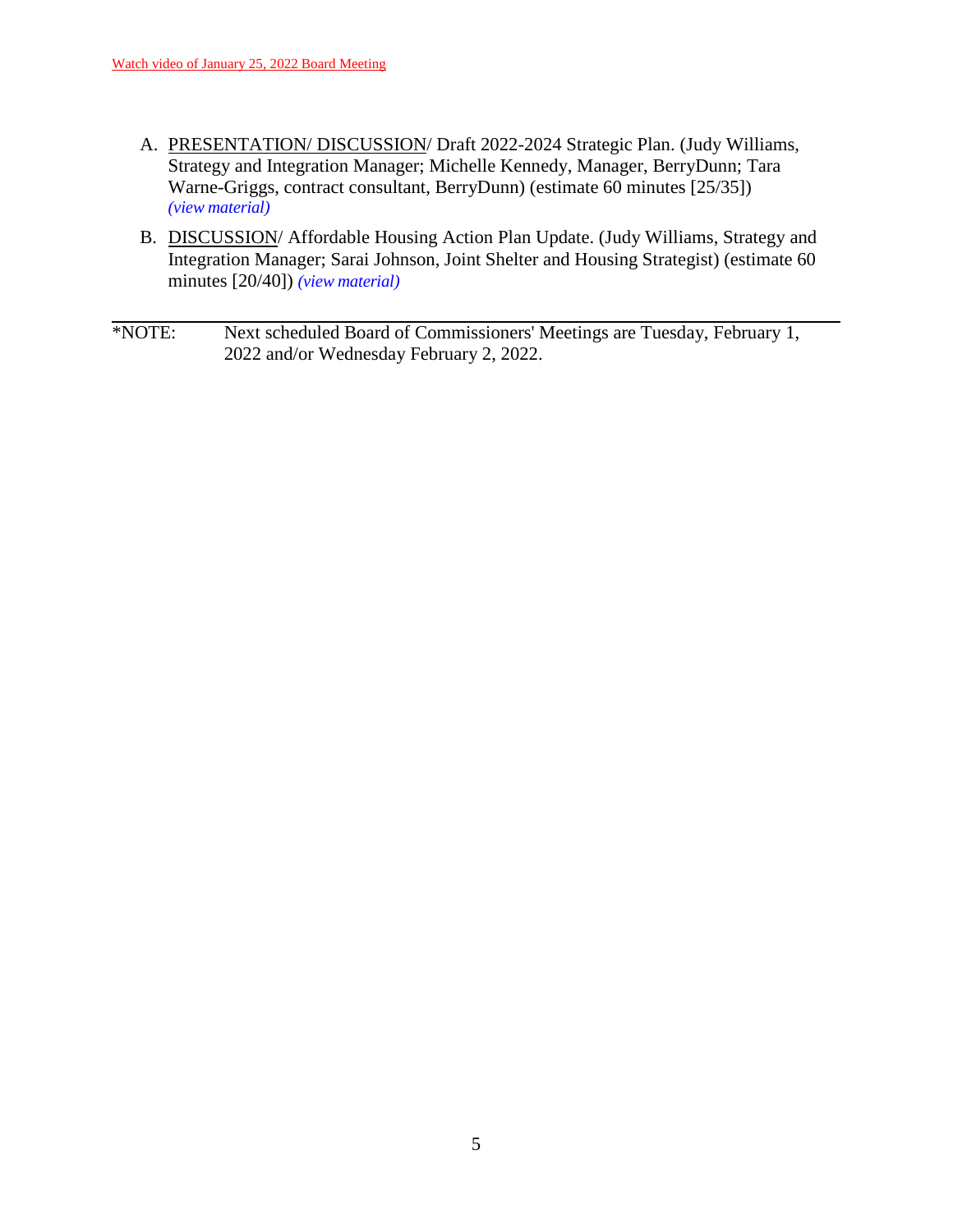Watch video of January 25, 2022 Board Meeting

A. PRESENTATION/ DISCUSSION/ Draft 2022-2024 Strategic Plan. (Judy Williams, Strategy and Integration Manager; Michelle Kennedy, Manager, BerryDunn; Tara Warne-Griggs, contract consultant, BerryDunn) (estimate 60 minutes [25/35]) *(view material)*

B. DISCUSSION/ Affordable Housing Action Plan Update. (Judy Williams, Strategy and Integration Manager; Sarai Johnson, Joint Shelter and Housing Strategist) (estimate 60 minutes [20/40]) *(view material)*

---

*NOTE: Next scheduled Board of Commissioners' Meetings are Tuesday, February 1, 2022 and/or Wednesday February 2, 2022.